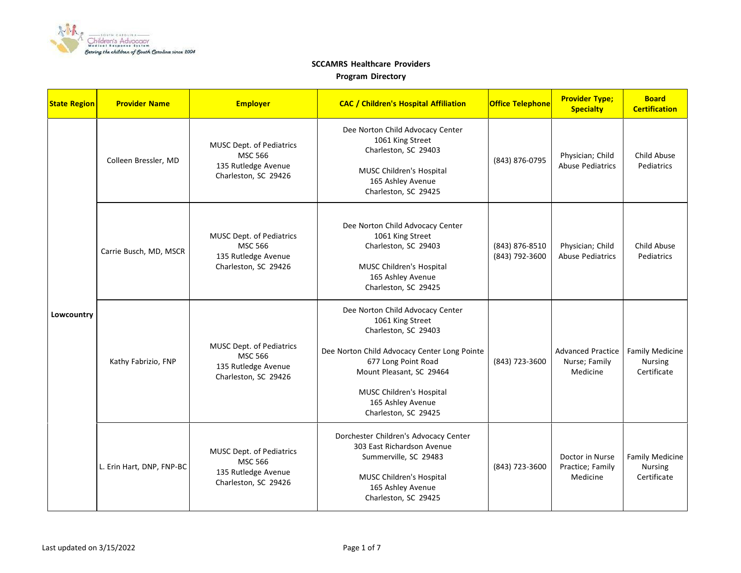**SCCAMRS Healthcare Providers**

**Program Directory**

| State Region | Provider Name | Employer | CAC / Children's Hospital Affiliation | Office Telephone | Provider Type; Specialty | Board Certification |
|---|---|---|---|---|---|---|
| Lowcountry | Colleen Bressler, MD | MUSC Dept. of Pediatrics<br>MSC 566<br>135 Rutledge Avenue<br>Charleston, SC 29426 | Dee Norton Child Advocacy Center<br>1061 King Street<br>Charleston, SC 29403<br><br>MUSC Children's Hospital<br>165 Ashley Avenue<br>Charleston, SC 29425 | (843) 876-0795 | Physician; Child Abuse Pediatrics | Child Abuse Pediatrics |
| Lowcountry | Carrie Busch, MD, MSCR | MUSC Dept. of Pediatrics<br>MSC 566<br>135 Rutledge Avenue<br>Charleston, SC 29426 | Dee Norton Child Advocacy Center<br>1061 King Street<br>Charleston, SC 29403<br><br>MUSC Children's Hospital<br>165 Ashley Avenue<br>Charleston, SC 29425 | (843) 876-8510<br>(843) 792-3600 | Physician; Child Abuse Pediatrics | Child Abuse Pediatrics |
| Lowcountry | Kathy Fabrizio, FNP | MUSC Dept. of Pediatrics<br>MSC 566<br>135 Rutledge Avenue<br>Charleston, SC 29426 | Dee Norton Child Advocacy Center<br>1061 King Street<br>Charleston, SC 29403<br><br>Dee Norton Child Advocacy Center Long Pointe<br>677 Long Point Road<br>Mount Pleasant, SC 29464<br><br>MUSC Children's Hospital<br>165 Ashley Avenue<br>Charleston, SC 29425 | (843) 723-3600 | Advanced Practice Nurse; Family Medicine | Family Medicine Nursing Certificate |
| Lowcountry | L. Erin Hart, DNP, FNP-BC | MUSC Dept. of Pediatrics<br>MSC 566<br>135 Rutledge Avenue<br>Charleston, SC 29426 | Dorchester Children's Advocacy Center<br>303 East Richardson Avenue<br>Summerville, SC 29483<br><br>MUSC Children's Hospital<br>165 Ashley Avenue<br>Charleston, SC 29425 | (843) 723-3600 | Doctor in Nurse Practice; Family Medicine | Family Medicine Nursing Certificate |

Last updated on 3/15/2022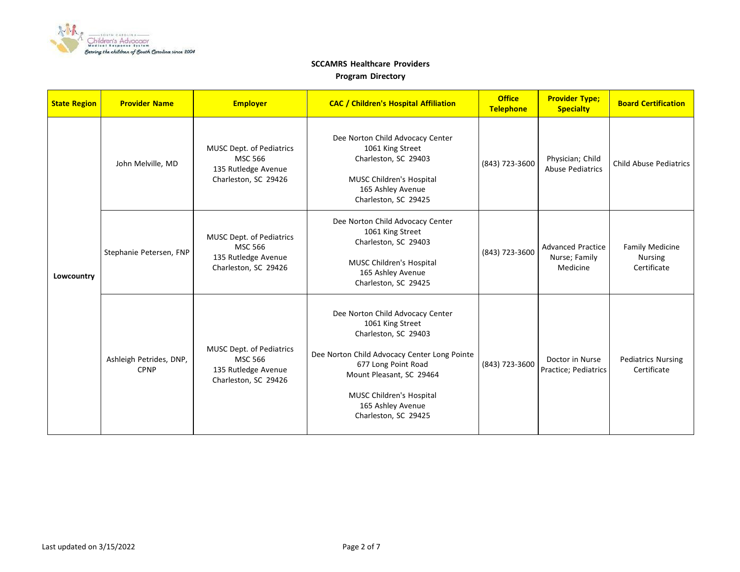**SCCAMRS Healthcare Providers**

**Program Directory**

| State Region | Provider Name | Employer | CAC / Children's Hospital Affiliation | Office Telephone | Provider Type; Specialty | Board Certification |
|---|---|---|---|---|---|---|
| **Lowcountry** | John Melville, MD | MUSC Dept. of Pediatrics<br>MSC 566<br>135 Rutledge Avenue<br>Charleston, SC 29426 | Dee Norton Child Advocacy Center<br>1061 King Street<br>Charleston, SC 29403<br><br>MUSC Children's Hospital<br>165 Ashley Avenue<br>Charleston, SC 29425 | (843) 723-3600 | Physician; Child Abuse Pediatrics | Child Abuse Pediatrics |
| | Stephanie Petersen, FNP | MUSC Dept. of Pediatrics<br>MSC 566<br>135 Rutledge Avenue<br>Charleston, SC 29426 | Dee Norton Child Advocacy Center<br>1061 King Street<br>Charleston, SC 29403<br><br>MUSC Children's Hospital<br>165 Ashley Avenue<br>Charleston, SC 29425 | (843) 723-3600 | Advanced Practice Nurse; Family Medicine | Family Medicine Nursing Certificate |
| | Ashleigh Petrides, DNP, CPNP | MUSC Dept. of Pediatrics<br>MSC 566<br>135 Rutledge Avenue<br>Charleston, SC 29426 | Dee Norton Child Advocacy Center<br>1061 King Street<br>Charleston, SC 29403<br><br>Dee Norton Child Advocacy Center Long Pointe<br>677 Long Point Road<br>Mount Pleasant, SC 29464<br><br>MUSC Children's Hospital<br>165 Ashley Avenue<br>Charleston, SC 29425 | (843) 723-3600 | Doctor in Nurse Practice; Pediatrics | Pediatrics Nursing Certificate |

Last updated on 3/15/2022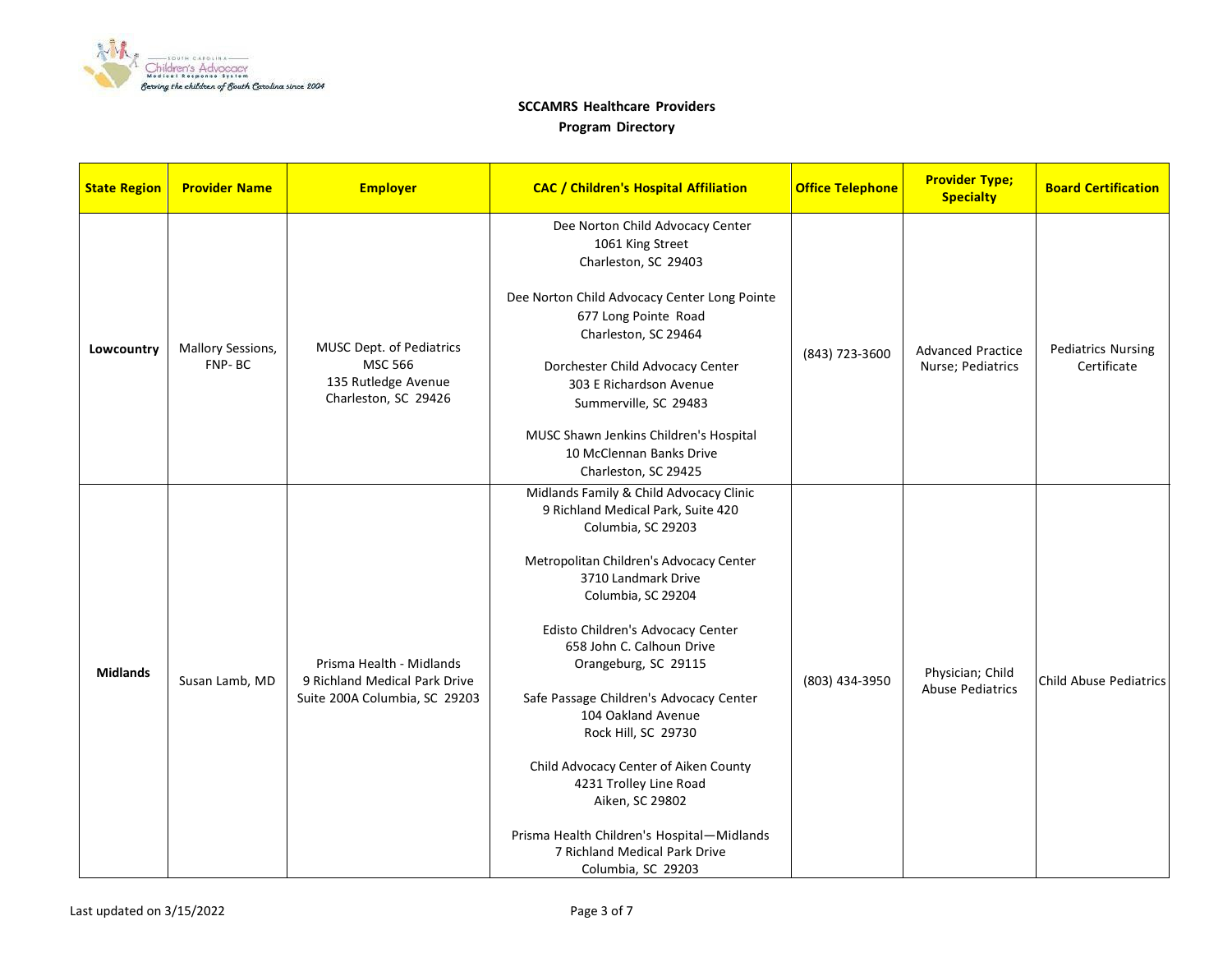**SCCAMRS Healthcare Providers**

**Program Directory**

| State Region | Provider Name | Employer | CAC / Children's Hospital Affiliation | Office Telephone | Provider Type; Specialty | Board Certification |
|---|---|---|---|---|---|---|
| **Lowcountry** | Mallory Sessions, FNP- BC | MUSC Dept. of Pediatrics<br>MSC 566<br>135 Rutledge Avenue<br>Charleston, SC 29426 | Dee Norton Child Advocacy Center<br>1061 King Street<br>Charleston, SC 29403<br><br>Dee Norton Child Advocacy Center Long Pointe<br>677 Long Pointe Road<br>Charleston, SC 29464<br><br>Dorchester Child Advocacy Center<br>303 E Richardson Avenue<br>Summerville, SC 29483<br><br>MUSC Shawn Jenkins Children's Hospital<br>10 McClennan Banks Drive<br>Charleston, SC 29425 | (843) 723-3600 | Advanced Practice Nurse; Pediatrics | Pediatrics Nursing Certificate |
| **Midlands** | Susan Lamb, MD | Prisma Health - Midlands<br>9 Richland Medical Park Drive<br>Suite 200A Columbia, SC 29203 | Midlands Family & Child Advocacy Clinic<br>9 Richland Medical Park, Suite 420<br>Columbia, SC 29203<br><br>Metropolitan Children's Advocacy Center<br>3710 Landmark Drive<br>Columbia, SC 29204<br><br>Edisto Children's Advocacy Center<br>658 John C. Calhoun Drive<br>Orangeburg, SC 29115<br><br>Safe Passage Children's Advocacy Center<br>104 Oakland Avenue<br>Rock Hill, SC 29730<br><br>Child Advocacy Center of Aiken County<br>4231 Trolley Line Road<br>Aiken, SC 29802<br><br>Prisma Health Children's Hospital—Midlands<br>7 Richland Medical Park Drive<br>Columbia, SC 29203 | (803) 434-3950 | Physician; Child Abuse Pediatrics | Child Abuse Pediatrics |

Last updated on 3/15/2022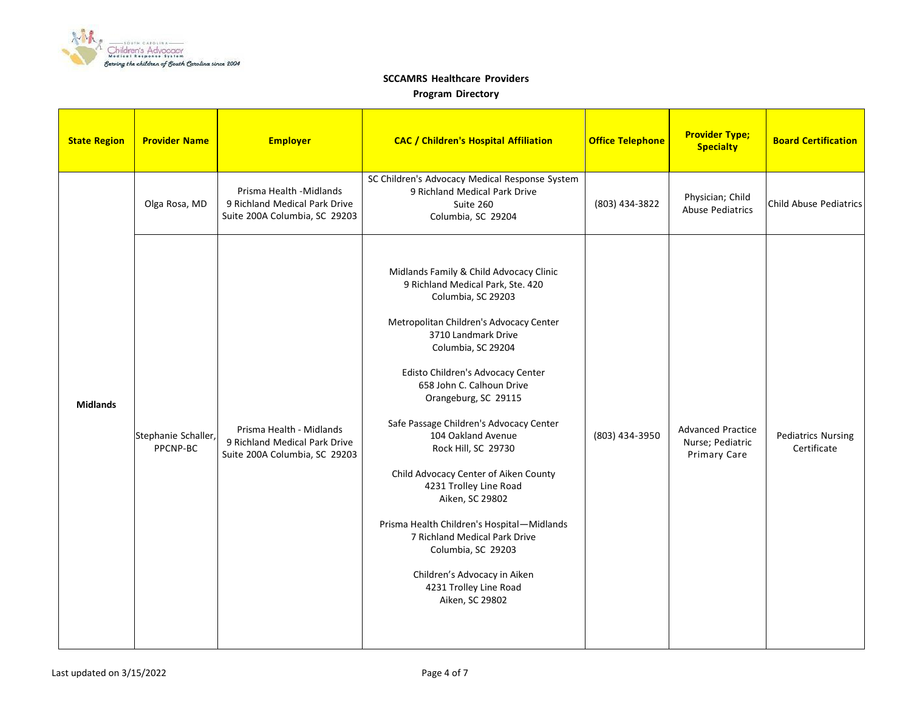**SCCAMRS Healthcare Providers**

**Program Directory**

| State Region | Provider Name | Employer | CAC / Children's Hospital Affiliation | Office Telephone | Provider Type; Specialty | Board Certification |
|---|---|---|---|---|---|---|
| Midlands | Olga Rosa, MD | Prisma Health -Midlands 9 Richland Medical Park Drive Suite 200A Columbia, SC 29203 | SC Children's Advocacy Medical Response System 9 Richland Medical Park Drive Suite 260 Columbia, SC 29204 | (803) 434-3822 | Physician; Child Abuse Pediatrics | Child Abuse Pediatrics |
| | Stephanie Schaller, PPCNP-BC | Prisma Health - Midlands 9 Richland Medical Park Drive Suite 200A Columbia, SC 29203 | Midlands Family & Child Advocacy Clinic 9 Richland Medical Park, Ste. 420 Columbia, SC 29203<br><br>Metropolitan Children's Advocacy Center 3710 Landmark Drive Columbia, SC 29204<br><br>Edisto Children's Advocacy Center 658 John C. Calhoun Drive Orangeburg, SC 29115<br><br>Safe Passage Children's Advocacy Center 104 Oakland Avenue Rock Hill, SC 29730<br><br>Child Advocacy Center of Aiken County 4231 Trolley Line Road Aiken, SC 29802<br><br>Prisma Health Children's Hospital—Midlands 7 Richland Medical Park Drive Columbia, SC 29203<br><br>Children's Advocacy in Aiken 4231 Trolley Line Road Aiken, SC 29802 | (803) 434-3950 | Advanced Practice Nurse; Pediatric Primary Care | Pediatrics Nursing Certificate |

Last updated on 3/15/2022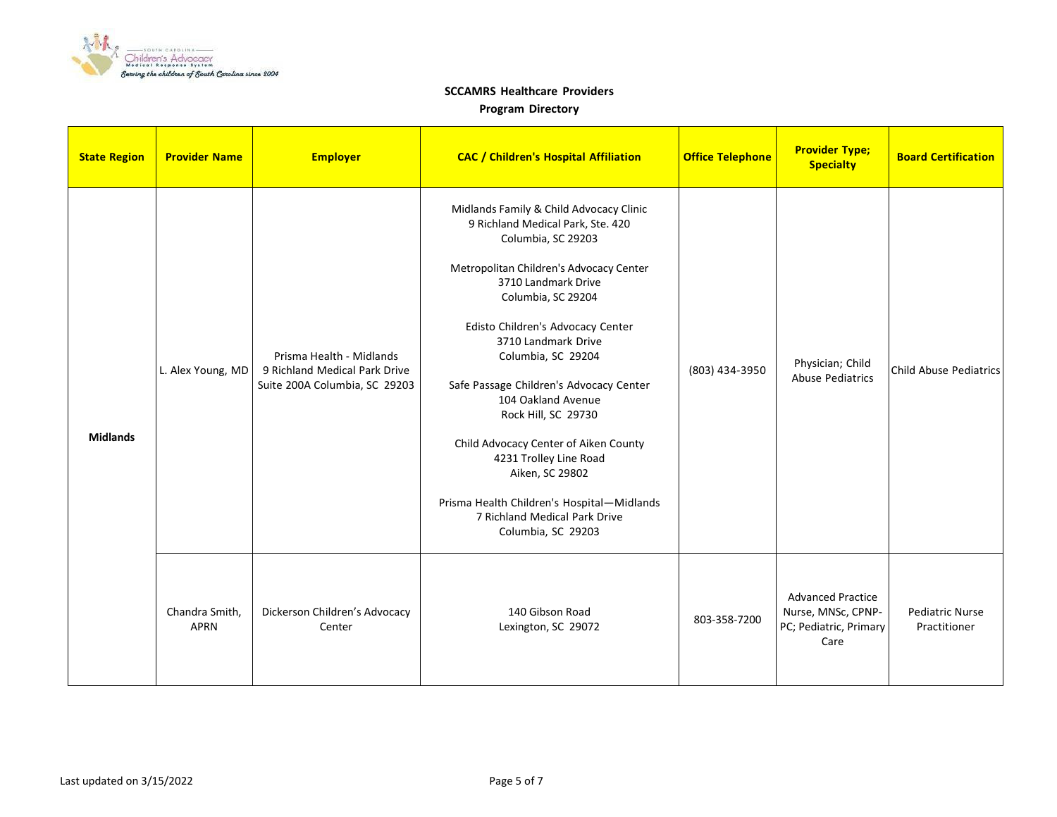**SCCAMRS Healthcare Providers**

**Program Directory**

| State Region | Provider Name | Employer | CAC / Children's Hospital Affiliation | Office Telephone | Provider Type; Specialty | Board Certification |
|---|---|---|---|---|---|---|
| **Midlands** | L. Alex Young, MD | Prisma Health - Midlands 9 Richland Medical Park Drive Suite 200A Columbia, SC 29203 | Midlands Family & Child Advocacy Clinic 9 Richland Medical Park, Ste. 420 Columbia, SC 29203<br><br>Metropolitan Children's Advocacy Center 3710 Landmark Drive Columbia, SC 29204<br><br>Edisto Children's Advocacy Center 3710 Landmark Drive Columbia, SC 29204<br><br>Safe Passage Children's Advocacy Center 104 Oakland Avenue Rock Hill, SC 29730<br><br>Child Advocacy Center of Aiken County 4231 Trolley Line Road Aiken, SC 29802<br><br>Prisma Health Children's Hospital—Midlands 7 Richland Medical Park Drive Columbia, SC 29203 | (803) 434-3950 | Physician; Child Abuse Pediatrics | Child Abuse Pediatrics |
| | Chandra Smith, APRN | Dickerson Children's Advocacy Center | 140 Gibson Road Lexington, SC 29072 | 803-358-7200 | Advanced Practice Nurse, MNSc, CPNP-PC; Pediatric, Primary Care | Pediatric Nurse Practitioner |

Last updated on 3/15/2022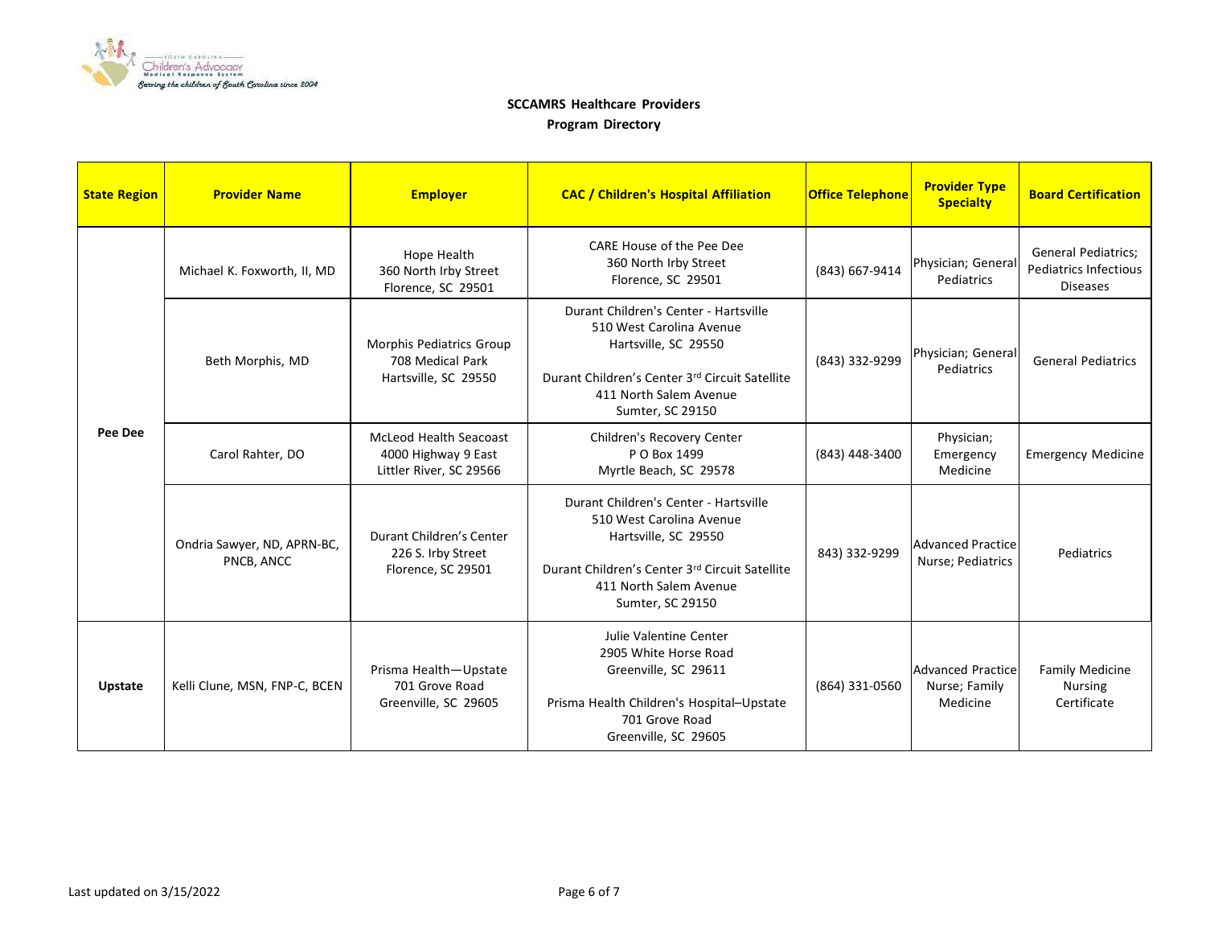**SCCAMRS Healthcare Providers**

**Program Directory**

| State Region | Provider Name | Employer | CAC / Children's Hospital Affiliation | Office Telephone | Provider Type Specialty | Board Certification |
|---|---|---|---|---|---|---|
| Pee Dee | Michael K. Foxworth, II, MD | Hope Health<br>360 North Irby Street<br>Florence, SC 29501 | CARE House of the Pee Dee<br>360 North Irby Street<br>Florence, SC 29501 | (843) 667-9414 | Physician; General Pediatrics | General Pediatrics; Pediatrics Infectious Diseases |
| | Beth Morphis, MD | Morphis Pediatrics Group<br>708 Medical Park<br>Hartsville, SC 29550 | Durant Children's Center - Hartsville<br>510 West Carolina Avenue<br>Hartsville, SC 29550<br><br>Durant Children's Center 3rd Circuit Satellite<br>411 North Salem Avenue<br>Sumter, SC 29150 | (843) 332-9299 | Physician; General Pediatrics | General Pediatrics |
| | Carol Rahter, DO | McLeod Health Seacoast<br>4000 Highway 9 East<br>Littler River, SC 29566 | Children's Recovery Center<br>P O Box 1499<br>Myrtle Beach, SC 29578 | (843) 448-3400 | Physician; Emergency Medicine | Emergency Medicine |
| | Ondria Sawyer, ND, APRN-BC, PNCB, ANCC | Durant Children's Center<br>226 S. Irby Street<br>Florence, SC 29501 | Durant Children's Center - Hartsville<br>510 West Carolina Avenue<br>Hartsville, SC 29550<br><br>Durant Children's Center 3rd Circuit Satellite<br>411 North Salem Avenue<br>Sumter, SC 29150 | 843) 332-9299 | Advanced Practice Nurse; Pediatrics | Pediatrics |
| Upstate | Kelli Clune, MSN, FNP-C, BCEN | Prisma Health—Upstate<br>701 Grove Road<br>Greenville, SC 29605 | Julie Valentine Center<br>2905 White Horse Road<br>Greenville, SC 29611<br><br>Prisma Health Children's Hospital–Upstate<br>701 Grove Road<br>Greenville, SC 29605 | (864) 331-0560 | Advanced Practice Nurse; Family Medicine | Family Medicine Nursing Certificate |

Last updated on 3/15/2022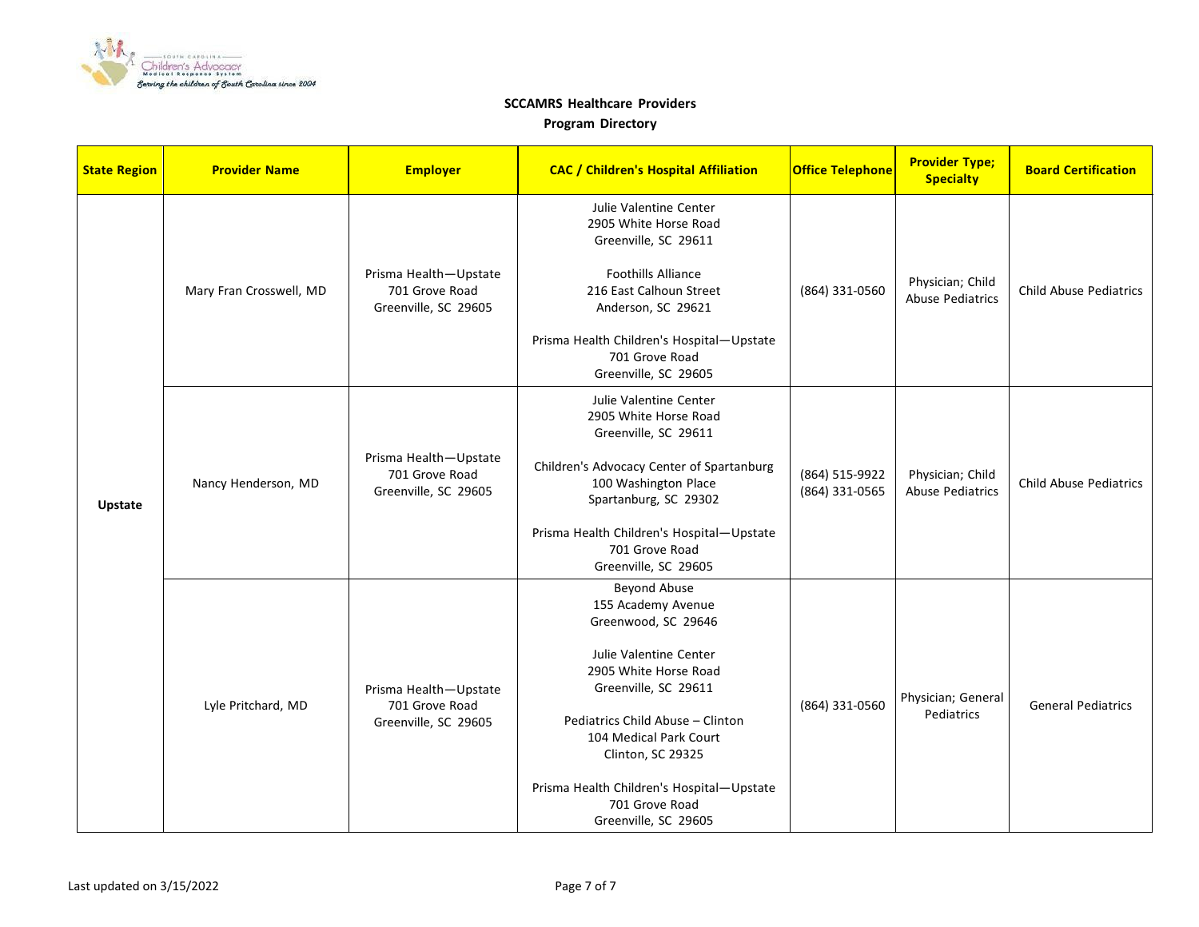**SCCAMRS Healthcare Providers**

**Program Directory**

| State Region | Provider Name | Employer | CAC / Children's Hospital Affiliation | Office Telephone | Provider Type; Specialty | Board Certification |
|---|---|---|---|---|---|---|
| Upstate | Mary Fran Crosswell, MD | Prisma Health—Upstate<br>701 Grove Road<br>Greenville, SC 29605 | Julie Valentine Center<br>2905 White Horse Road<br>Greenville, SC 29611<br><br>Foothills Alliance<br>216 East Calhoun Street<br>Anderson, SC 29621<br><br>Prisma Health Children's Hospital—Upstate<br>701 Grove Road<br>Greenville, SC 29605 | (864) 331-0560 | Physician; Child Abuse Pediatrics | Child Abuse Pediatrics |
| | Nancy Henderson, MD | Prisma Health—Upstate<br>701 Grove Road<br>Greenville, SC 29605 | Julie Valentine Center<br>2905 White Horse Road<br>Greenville, SC 29611<br><br>Children's Advocacy Center of Spartanburg<br>100 Washington Place<br>Spartanburg, SC 29302<br><br>Prisma Health Children's Hospital—Upstate<br>701 Grove Road<br>Greenville, SC 29605 | (864) 515-9922<br>(864) 331-0565 | Physician; Child Abuse Pediatrics | Child Abuse Pediatrics |
| | Lyle Pritchard, MD | Prisma Health—Upstate<br>701 Grove Road<br>Greenville, SC 29605 | Beyond Abuse<br>155 Academy Avenue<br>Greenwood, SC 29646<br><br>Julie Valentine Center<br>2905 White Horse Road<br>Greenville, SC 29611<br><br>Pediatrics Child Abuse – Clinton<br>104 Medical Park Court<br>Clinton, SC 29325<br><br>Prisma Health Children's Hospital—Upstate<br>701 Grove Road<br>Greenville, SC 29605 | (864) 331-0560 | Physician; General Pediatrics | General Pediatrics |

Last updated on 3/15/2022